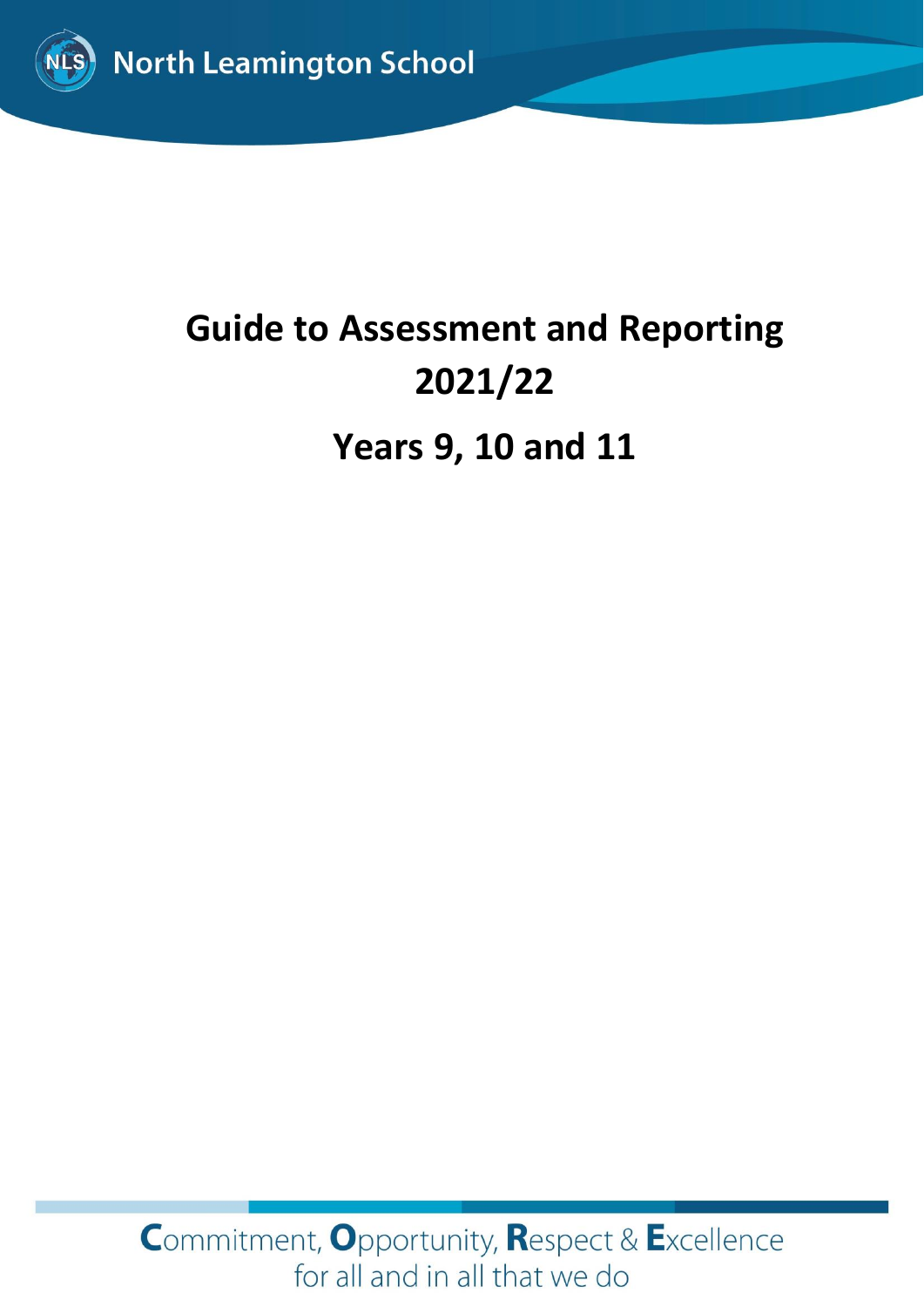North Leamington School

# Guide to Assessment and Reporting 2021/22

# Years 9, 10 and 11

Commitment, Opportunity, Respect & Excellence for all and in all that we do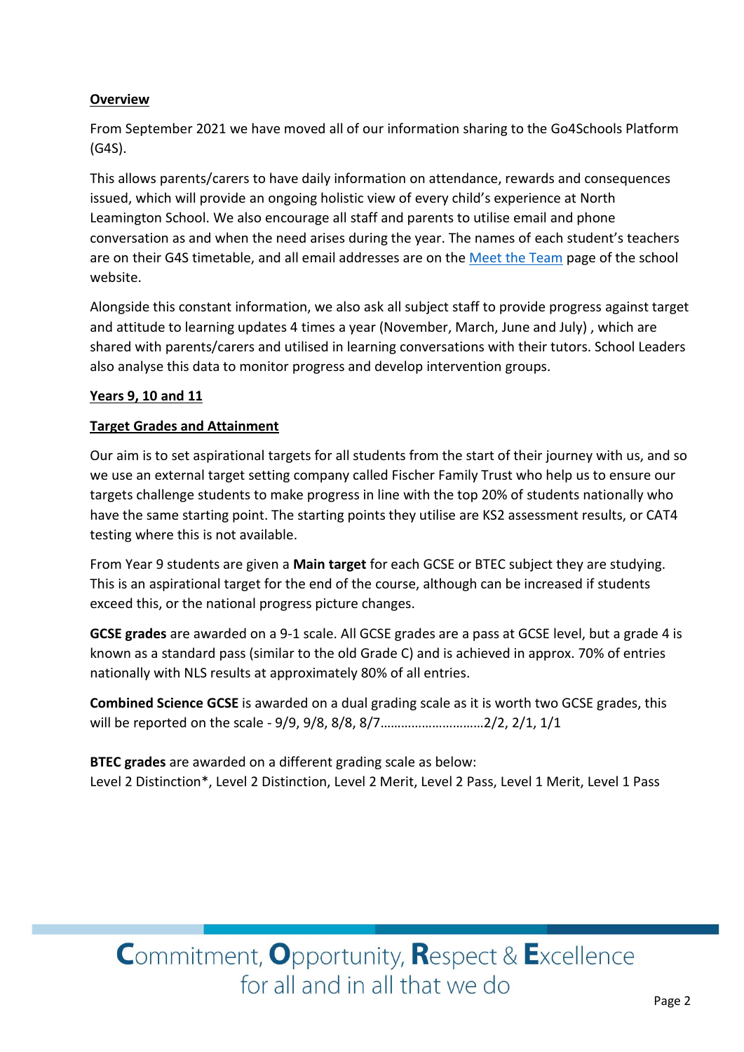**Overview**

From September 2021 we have moved all of our information sharing to the Go4Schools Platform (G4S).

This allows parents/carers to have daily information on attendance, rewards and consequences issued, which will provide an ongoing holistic view of every child's experience at North Leamington School. We also encourage all staff and parents to utilise email and phone conversation as and when the need arises during the year. The names of each student's teachers are on their G4S timetable, and all email addresses are on the Meet the Team page of the school website.

Alongside this constant information, we also ask all subject staff to provide progress against target and attitude to learning updates 4 times a year (November, March, June and July) , which are shared with parents/carers and utilised in learning conversations with their tutors. School Leaders also analyse this data to monitor progress and develop intervention groups.

**Years 9, 10 and 11**

**Target Grades and Attainment**

Our aim is to set aspirational targets for all students from the start of their journey with us, and so we use an external target setting company called Fischer Family Trust who help us to ensure our targets challenge students to make progress in line with the top 20% of students nationally who have the same starting point. The starting points they utilise are KS2 assessment results, or CAT4 testing where this is not available.

From Year 9 students are given a **Main target** for each GCSE or BTEC subject they are studying. This is an aspirational target for the end of the course, although can be increased if students exceed this, or the national progress picture changes.

**GCSE grades** are awarded on a 9-1 scale. All GCSE grades are a pass at GCSE level, but a grade 4 is known as a standard pass (similar to the old Grade C) and is achieved in approx. 70% of entries nationally with NLS results at approximately 80% of all entries.

**Combined Science GCSE** is awarded on a dual grading scale as it is worth two GCSE grades, this will be reported on the scale - 9/9, 9/8, 8/8, 8/7…………………………2/2, 2/1, 1/1

**BTEC grades** are awarded on a different grading scale as below:
Level 2 Distinction*, Level 2 Distinction, Level 2 Merit, Level 2 Pass, Level 1 Merit, Level 1 Pass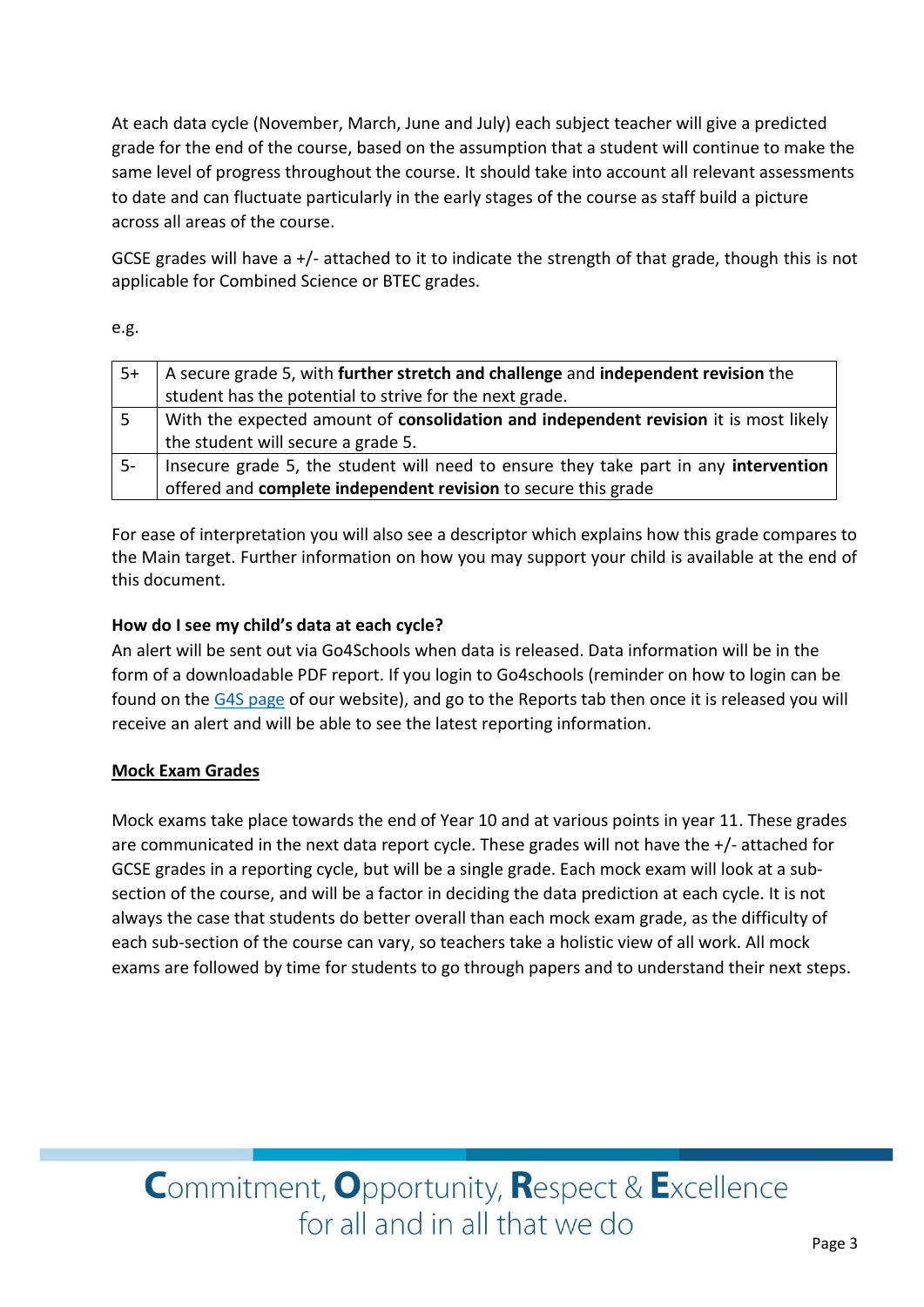At each data cycle (November, March, June and July) each subject teacher will give a predicted grade for the end of the course, based on the assumption that a student will continue to make the same level of progress throughout the course. It should take into account all relevant assessments to date and can fluctuate particularly in the early stages of the course as staff build a picture across all areas of the course.

GCSE grades will have a +/- attached to it to indicate the strength of that grade, though this is not applicable for Combined Science or BTEC grades.

e.g.

| | |
|---|---|
| 5+ | A secure grade 5, with **further stretch and challenge** and **independent revision** the student has the potential to strive for the next grade. |
| 5 | With the expected amount of **consolidation and independent revision** it is most likely the student will secure a grade 5. |
| 5- | Insecure grade 5, the student will need to ensure they take part in any **intervention** offered and **complete independent revision** to secure this grade |

For ease of interpretation you will also see a descriptor which explains how this grade compares to the Main target. Further information on how you may support your child is available at the end of this document.

**How do I see my child's data at each cycle?**

An alert will be sent out via Go4Schools when data is released. Data information will be in the form of a downloadable PDF report. If you login to Go4schools (reminder on how to login can be found on the G4S page of our website), and go to the Reports tab then once it is released you will receive an alert and will be able to see the latest reporting information.

**Mock Exam Grades**

Mock exams take place towards the end of Year 10 and at various points in year 11. These grades are communicated in the next data report cycle. These grades will not have the +/- attached for GCSE grades in a reporting cycle, but will be a single grade. Each mock exam will look at a sub-section of the course, and will be a factor in deciding the data prediction at each cycle. It is not always the case that students do better overall than each mock exam grade, as the difficulty of each sub-section of the course can vary, so teachers take a holistic view of all work. All mock exams are followed by time for students to go through papers and to understand their next steps.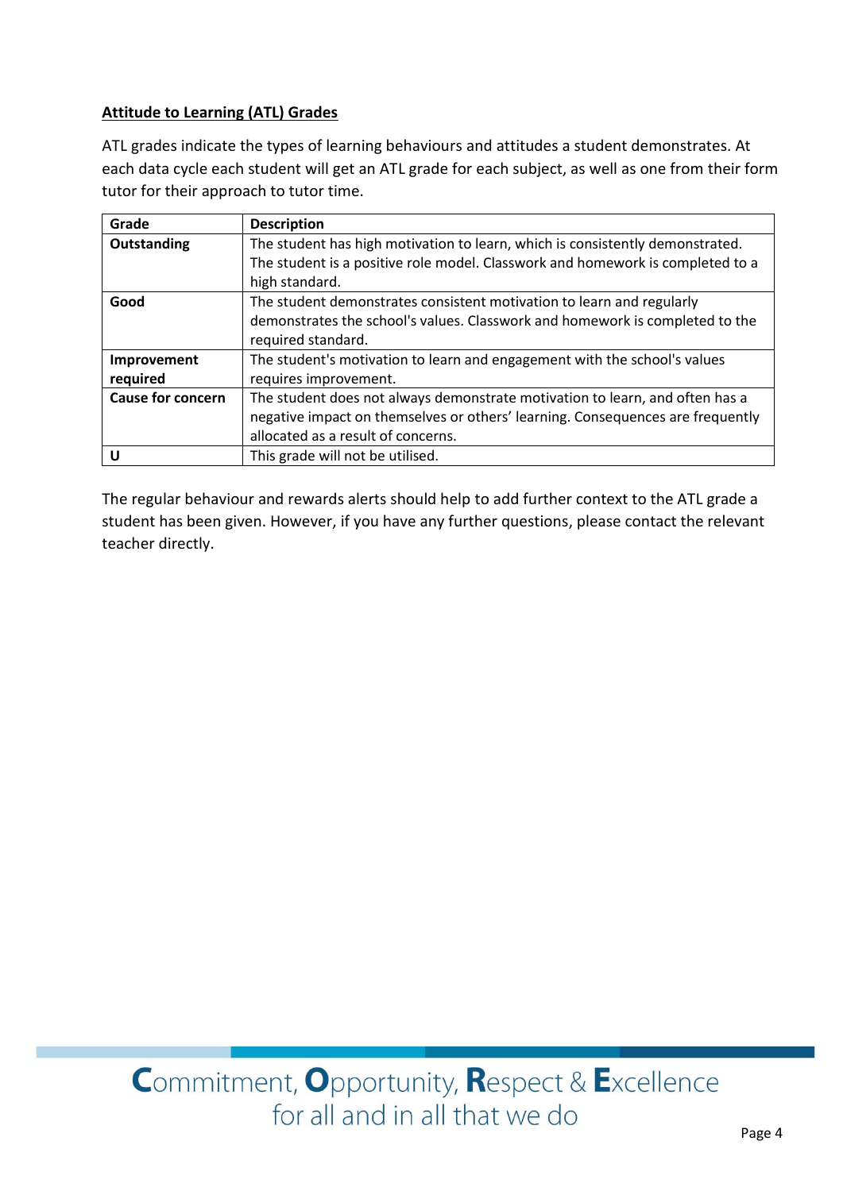## Attitude to Learning (ATL) Grades

ATL grades indicate the types of learning behaviours and attitudes a student demonstrates. At each data cycle each student will get an ATL grade for each subject, as well as one from their form tutor for their approach to tutor time.

| Grade | Description |
|---|---|
| **Outstanding** | The student has high motivation to learn, which is consistently demonstrated. The student is a positive role model. Classwork and homework is completed to a high standard. |
| **Good** | The student demonstrates consistent motivation to learn and regularly demonstrates the school's values. Classwork and homework is completed to the required standard. |
| **Improvement required** | The student's motivation to learn and engagement with the school's values requires improvement. |
| **Cause for concern** | The student does not always demonstrate motivation to learn, and often has a negative impact on themselves or others' learning. Consequences are frequently allocated as a result of concerns. |
| **U** | This grade will not be utilised. |

The regular behaviour and rewards alerts should help to add further context to the ATL grade a student has been given. However, if you have any further questions, please contact the relevant teacher directly.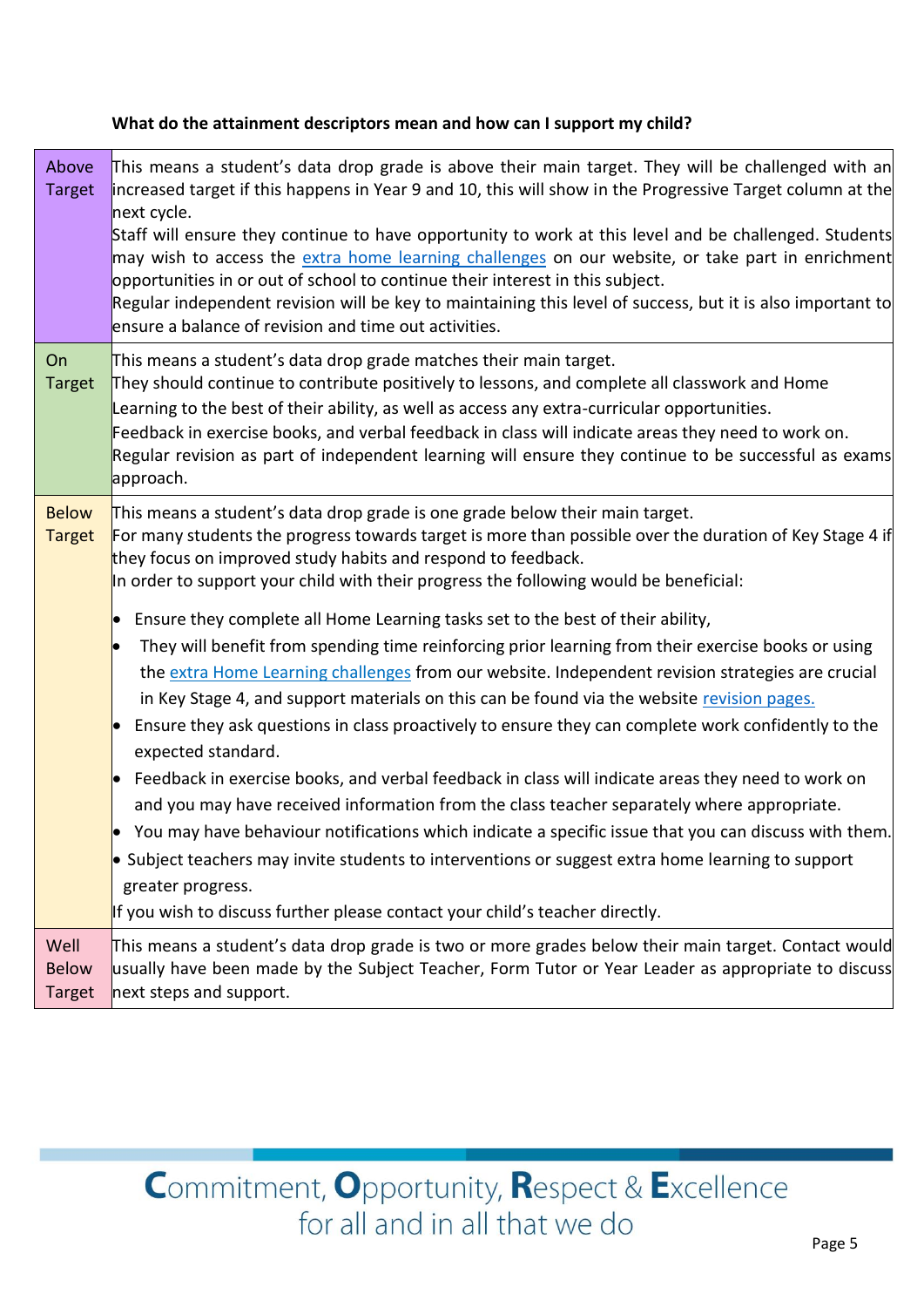**What do the attainment descriptors mean and how can I support my child?**

| | |
|---|---|
| Above Target | This means a student's data drop grade is above their main target. They will be challenged with an increased target if this happens in Year 9 and 10, this will show in the Progressive Target column at the next cycle.<br>Staff will ensure they continue to have opportunity to work at this level and be challenged. Students may wish to access the extra home learning challenges on our website, or take part in enrichment opportunities in or out of school to continue their interest in this subject.<br>Regular independent revision will be key to maintaining this level of success, but it is also important to ensure a balance of revision and time out activities. |
| On Target | This means a student's data drop grade matches their main target.<br>They should continue to contribute positively to lessons, and complete all classwork and Home Learning to the best of their ability, as well as access any extra-curricular opportunities.<br>Feedback in exercise books, and verbal feedback in class will indicate areas they need to work on.<br>Regular revision as part of independent learning will ensure they continue to be successful as exams approach. |
| Below Target | This means a student's data drop grade is one grade below their main target.<br>For many students the progress towards target is more than possible over the duration of Key Stage 4 if they focus on improved study habits and respond to feedback.<br>In order to support your child with their progress the following would be beneficial:<br>• Ensure they complete all Home Learning tasks set to the best of their ability,<br>• They will benefit from spending time reinforcing prior learning from their exercise books or using the extra Home Learning challenges from our website. Independent revision strategies are crucial in Key Stage 4, and support materials on this can be found via the website revision pages.<br>• Ensure they ask questions in class proactively to ensure they can complete work confidently to the expected standard.<br>• Feedback in exercise books, and verbal feedback in class will indicate areas they need to work on and you may have received information from the class teacher separately where appropriate.<br>• You may have behaviour notifications which indicate a specific issue that you can discuss with them.<br>• Subject teachers may invite students to interventions or suggest extra home learning to support greater progress.<br>If you wish to discuss further please contact your child's teacher directly. |
| Well Below Target | This means a student's data drop grade is two or more grades below their main target. Contact would usually have been made by the Subject Teacher, Form Tutor or Year Leader as appropriate to discuss next steps and support. |